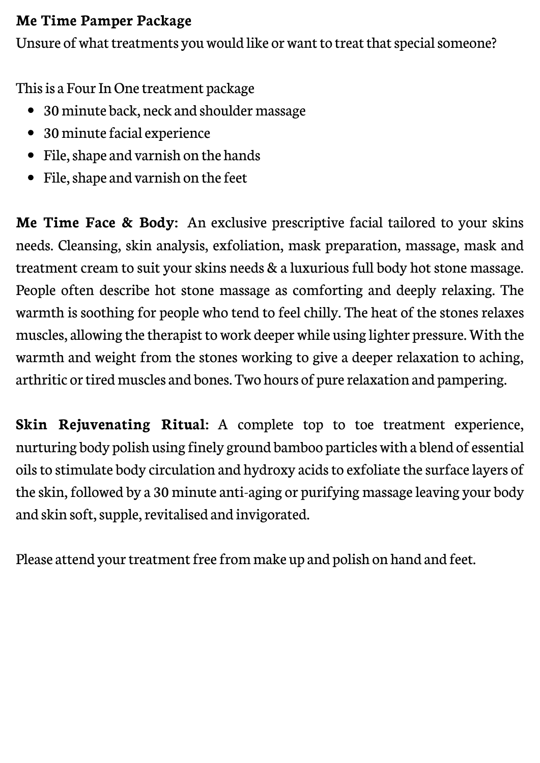**Me Time Pamper Package**

Unsure of what treatments you would like or want to treat that special someone?

This is a Four In One treatment package

- 30 minute back, neck and shoulder massage
- 30 minute facial experience
- File, shape and varnish on the hands
- File, shape and varnish on the feet

**Me Time Face & Body:** An exclusive prescriptive facial tailored to your skins needs. Cleansing, skin analysis, exfoliation, mask preparation, massage, mask and treatment cream to suit your skins needs & a luxurious full body hot stone massage. People often describe hot stone massage as comforting and deeply relaxing. The warmth is soothing for people who tend to feel chilly. The heat of the stones relaxes muscles, allowing the therapist to work deeper while using lighter pressure. With the warmth and weight from the stones working to give a deeper relaxation to aching, arthritic or tired muscles and bones. Two hours of pure relaxation and pampering.

**Skin Rejuvenating Ritual:** A complete top to toe treatment experience, nurturing body polish using finely ground bamboo particles with a blend of essential oils to stimulate body circulation and hydroxy acids to exfoliate the surface layers of the skin, followed by a 30 minute anti-aging or purifying massage leaving your body and skin soft, supple, revitalised and invigorated.

Please attend your treatment free from make up and polish on hand and feet.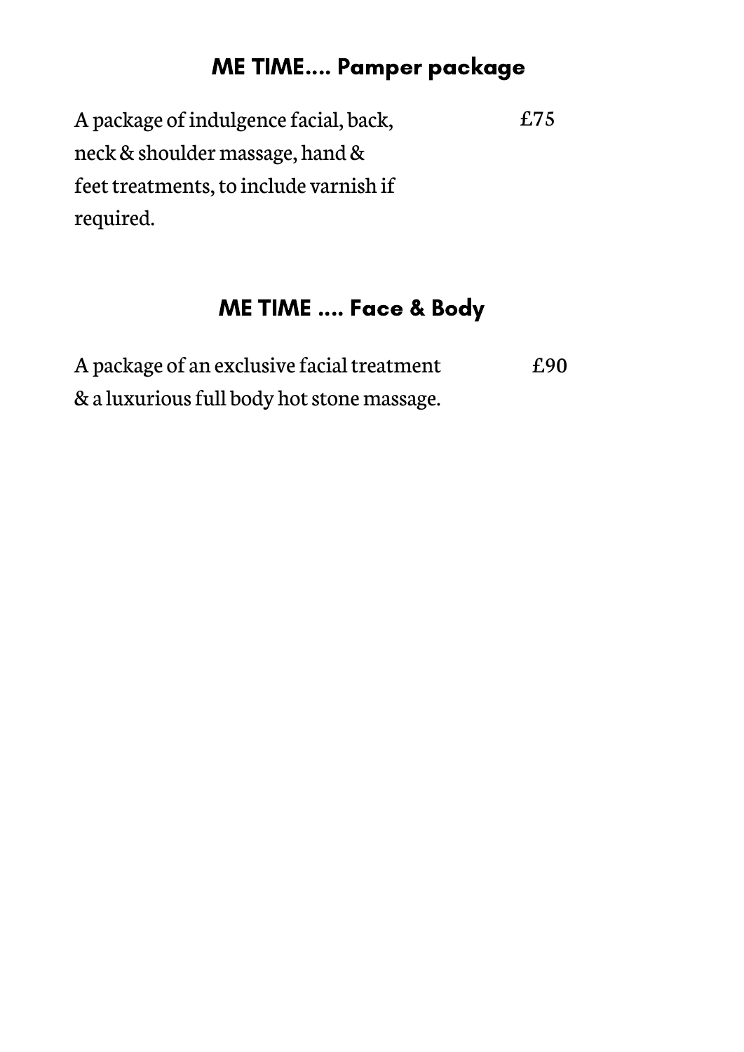## ME TIME.... Pamper package

A package of indulgence facial, back, neck & shoulder massage, hand & feet treatments, to include varnish if required.

£75

## ME TIME .... Face & Body

A package of an exclusive facial treatment & a luxurious full body hot stone massage.

£90